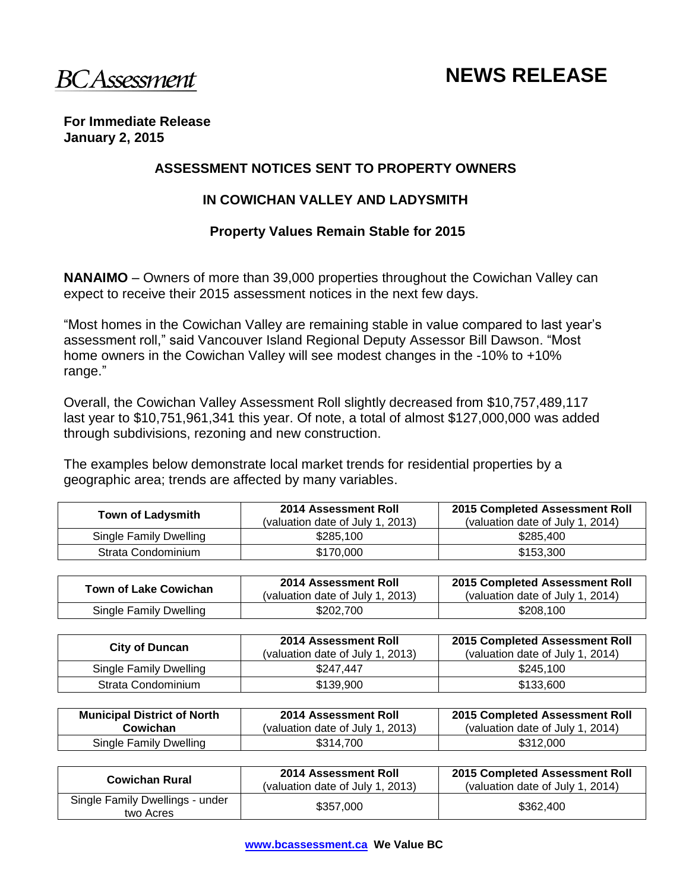BC Assessment

# NEWS RELEASE

**For Immediate Release**
**January 2, 2015**

## ASSESSMENT NOTICES SENT TO PROPERTY OWNERS

## IN COWICHAN VALLEY AND LADYSMITH

### Property Values Remain Stable for 2015

**NANAIMO** – Owners of more than 39,000 properties throughout the Cowichan Valley can expect to receive their 2015 assessment notices in the next few days.

"Most homes in the Cowichan Valley are remaining stable in value compared to last year's assessment roll," said Vancouver Island Regional Deputy Assessor Bill Dawson. "Most home owners in the Cowichan Valley will see modest changes in the -10% to +10% range."

Overall, the Cowichan Valley Assessment Roll slightly decreased from $10,757,489,117 last year to $10,751,961,341 this year. Of note, a total of almost $127,000,000 was added through subdivisions, rezoning and new construction.

The examples below demonstrate local market trends for residential properties by a geographic area; trends are affected by many variables.

| **Town of Ladysmith** | **2014 Assessment Roll** (valuation date of July 1, 2013) | **2015 Completed Assessment Roll** (valuation date of July 1, 2014) |
|---|---|---|
| Single Family Dwelling | $285,100 | $285,400 |
| Strata Condominium | $170,000 | $153,300 |

| **Town of Lake Cowichan** | **2014 Assessment Roll** (valuation date of July 1, 2013) | **2015 Completed Assessment Roll** (valuation date of July 1, 2014) |
|---|---|---|
| Single Family Dwelling | $202,700 | $208,100 |

| **City of Duncan** | **2014 Assessment Roll** (valuation date of July 1, 2013) | **2015 Completed Assessment Roll** (valuation date of July 1, 2014) |
|---|---|---|
| Single Family Dwelling | $247,447 | $245,100 |
| Strata Condominium | $139,900 | $133,600 |

| **Municipal District of North Cowichan** | **2014 Assessment Roll** (valuation date of July 1, 2013) | **2015 Completed Assessment Roll** (valuation date of July 1, 2014) |
|---|---|---|
| Single Family Dwelling | $314,700 | $312,000 |

| **Cowichan Rural** | **2014 Assessment Roll** (valuation date of July 1, 2013) | **2015 Completed Assessment Roll** (valuation date of July 1, 2014) |
|---|---|---|
| Single Family Dwellings - under two Acres | $357,000 | $362,400 |

www.bcassessment.ca **We Value BC**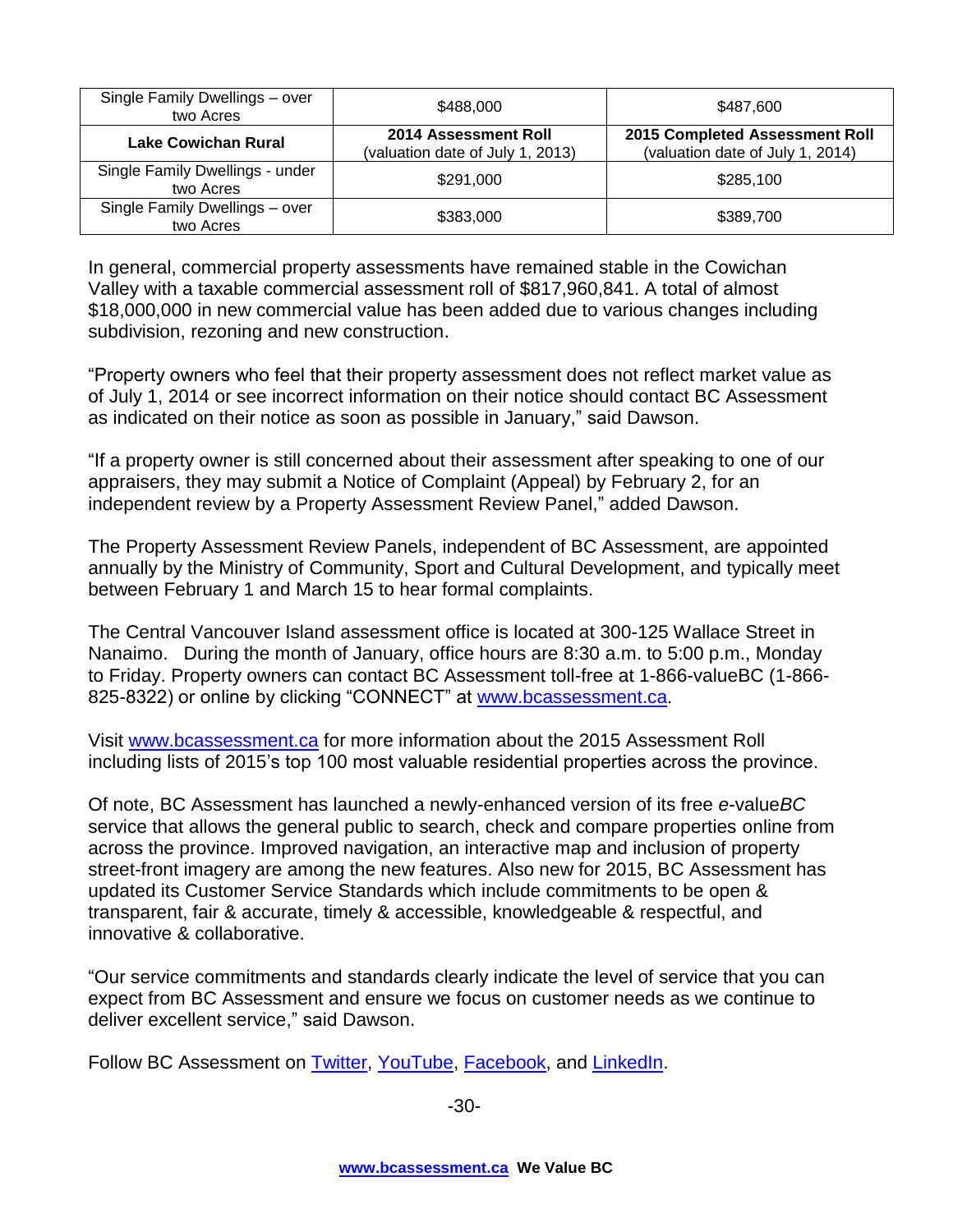| Single Family Dwellings – over two Acres | $488,000 | $487,600 |
|---|---|---|
| **Lake Cowichan Rural** | **2014 Assessment Roll** (valuation date of July 1, 2013) | **2015 Completed Assessment Roll** (valuation date of July 1, 2014) |
| Single Family Dwellings - under two Acres | $291,000 | $285,100 |
| Single Family Dwellings – over two Acres | $383,000 | $389,700 |

In general, commercial property assessments have remained stable in the Cowichan Valley with a taxable commercial assessment roll of $817,960,841. A total of almost $18,000,000 in new commercial value has been added due to various changes including subdivision, rezoning and new construction.

"Property owners who feel that their property assessment does not reflect market value as of July 1, 2014 or see incorrect information on their notice should contact BC Assessment as indicated on their notice as soon as possible in January," said Dawson.

"If a property owner is still concerned about their assessment after speaking to one of our appraisers, they may submit a Notice of Complaint (Appeal) by February 2, for an independent review by a Property Assessment Review Panel," added Dawson.

The Property Assessment Review Panels, independent of BC Assessment, are appointed annually by the Ministry of Community, Sport and Cultural Development, and typically meet between February 1 and March 15 to hear formal complaints.

The Central Vancouver Island assessment office is located at 300-125 Wallace Street in Nanaimo. During the month of January, office hours are 8:30 a.m. to 5:00 p.m., Monday to Friday. Property owners can contact BC Assessment toll-free at 1-866-valueBC (1-866-825-8322) or online by clicking "CONNECT" at [www.bcassessment.ca](http://www.bcassessment.ca).

Visit [www.bcassessment.ca](http://www.bcassessment.ca) for more information about the 2015 Assessment Roll including lists of 2015's top 100 most valuable residential properties across the province.

Of note, BC Assessment has launched a newly-enhanced version of its free *e*-value*BC* service that allows the general public to search, check and compare properties online from across the province. Improved navigation, an interactive map and inclusion of property street-front imagery are among the new features. Also new for 2015, BC Assessment has updated its Customer Service Standards which include commitments to be open & transparent, fair & accurate, timely & accessible, knowledgeable & respectful, and innovative & collaborative.

"Our service commitments and standards clearly indicate the level of service that you can expect from BC Assessment and ensure we focus on customer needs as we continue to deliver excellent service," said Dawson.

Follow BC Assessment on Twitter, YouTube, Facebook, and LinkedIn.

-30-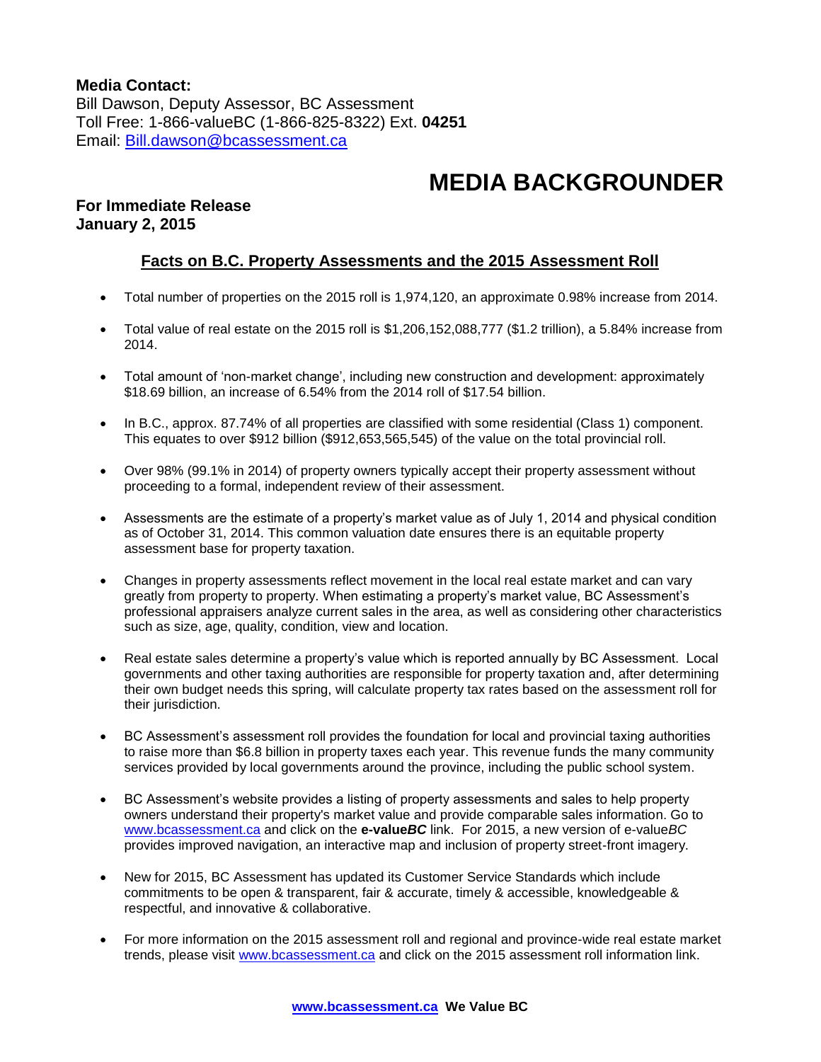**Media Contact:**
Bill Dawson, Deputy Assessor, BC Assessment
Toll Free: 1-866-valueBC (1-866-825-8322) Ext. **04251**
Email: [Bill.dawson@bcassessment.ca](mailto:Bill.dawson@bcassessment.ca)

# MEDIA BACKGROUNDER

**For Immediate Release**
**January 2, 2015**

## Facts on B.C. Property Assessments and the 2015 Assessment Roll

- Total number of properties on the 2015 roll is 1,974,120, an approximate 0.98% increase from 2014.

- Total value of real estate on the 2015 roll is $1,206,152,088,777 ($1.2 trillion), a 5.84% increase from 2014.

- Total amount of 'non-market change', including new construction and development: approximately $18.69 billion, an increase of 6.54% from the 2014 roll of $17.54 billion.

- In B.C., approx. 87.74% of all properties are classified with some residential (Class 1) component. This equates to over $912 billion ($912,653,565,545) of the value on the total provincial roll.

- Over 98% (99.1% in 2014) of property owners typically accept their property assessment without proceeding to a formal, independent review of their assessment.

- Assessments are the estimate of a property's market value as of July 1, 2014 and physical condition as of October 31, 2014. This common valuation date ensures there is an equitable property assessment base for property taxation.

- Changes in property assessments reflect movement in the local real estate market and can vary greatly from property to property. When estimating a property's market value, BC Assessment's professional appraisers analyze current sales in the area, as well as considering other characteristics such as size, age, quality, condition, view and location.

- Real estate sales determine a property's value which is reported annually by BC Assessment. Local governments and other taxing authorities are responsible for property taxation and, after determining their own budget needs this spring, will calculate property tax rates based on the assessment roll for their jurisdiction.

- BC Assessment's assessment roll provides the foundation for local and provincial taxing authorities to raise more than $6.8 billion in property taxes each year. This revenue funds the many community services provided by local governments around the province, including the public school system.

- BC Assessment's website provides a listing of property assessments and sales to help property owners understand their property's market value and provide comparable sales information. Go to [www.bcassessment.ca](http://www.bcassessment.ca) and click on the **e-value*BC*** link. For 2015, a new version of e-value*BC* provides improved navigation, an interactive map and inclusion of property street-front imagery.

- New for 2015, BC Assessment has updated its Customer Service Standards which include commitments to be open & transparent, fair & accurate, timely & accessible, knowledgeable & respectful, and innovative & collaborative.

- For more information on the 2015 assessment roll and regional and province-wide real estate market trends, please visit [www.bcassessment.ca](http://www.bcassessment.ca) and click on the 2015 assessment roll information link.

**[www.bcassessment.ca](http://www.bcassessment.ca) We Value BC**